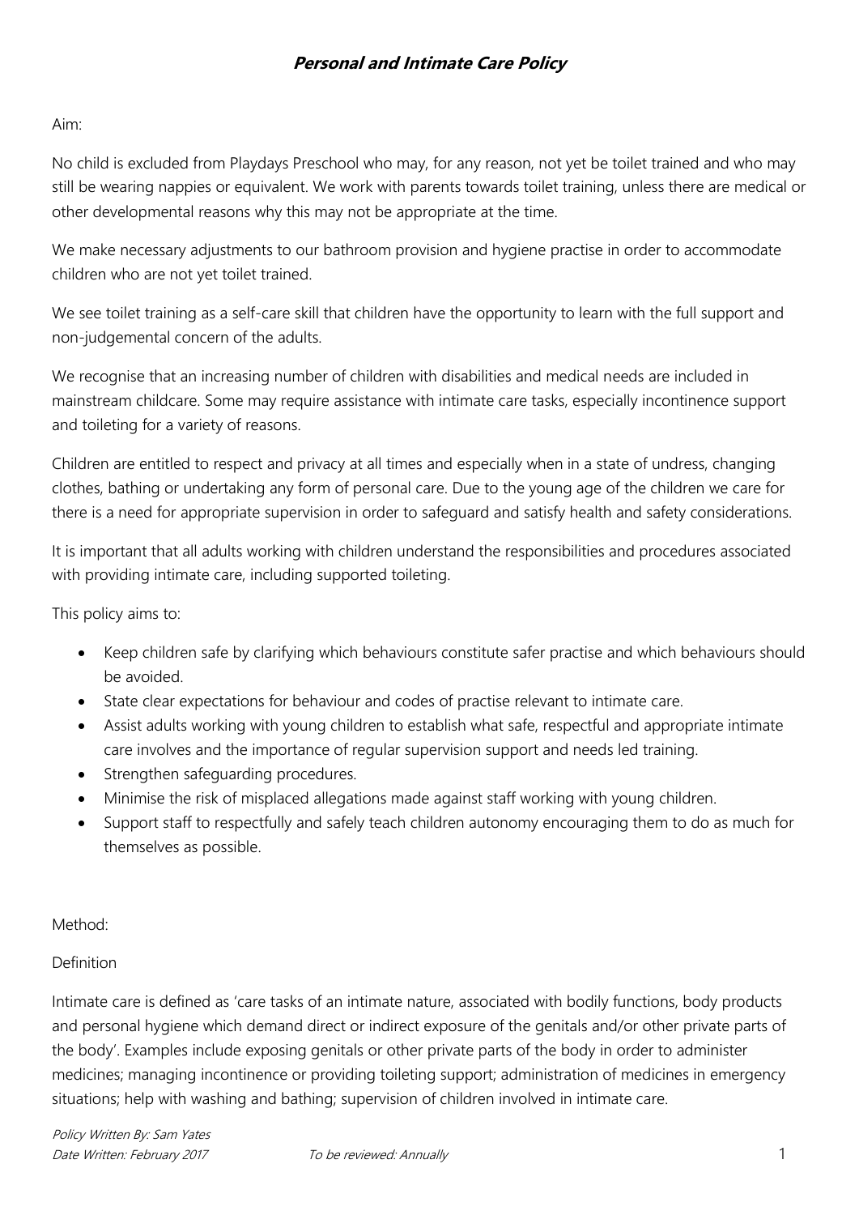# ***Personal and Intimate Care Policy***

Aim:

No child is excluded from Playdays Preschool who may, for any reason, not yet be toilet trained and who may still be wearing nappies or equivalent. We work with parents towards toilet training, unless there are medical or other developmental reasons why this may not be appropriate at the time.

We make necessary adjustments to our bathroom provision and hygiene practise in order to accommodate children who are not yet toilet trained.

We see toilet training as a self-care skill that children have the opportunity to learn with the full support and non-judgemental concern of the adults.

We recognise that an increasing number of children with disabilities and medical needs are included in mainstream childcare. Some may require assistance with intimate care tasks, especially incontinence support and toileting for a variety of reasons.

Children are entitled to respect and privacy at all times and especially when in a state of undress, changing clothes, bathing or undertaking any form of personal care. Due to the young age of the children we care for there is a need for appropriate supervision in order to safeguard and satisfy health and safety considerations.

It is important that all adults working with children understand the responsibilities and procedures associated with providing intimate care, including supported toileting.

This policy aims to:

- Keep children safe by clarifying which behaviours constitute safer practise and which behaviours should be avoided.
- State clear expectations for behaviour and codes of practise relevant to intimate care.
- Assist adults working with young children to establish what safe, respectful and appropriate intimate care involves and the importance of regular supervision support and needs led training.
- Strengthen safeguarding procedures.
- Minimise the risk of misplaced allegations made against staff working with young children.
- Support staff to respectfully and safely teach children autonomy encouraging them to do as much for themselves as possible.

Method:

Definition

Intimate care is defined as 'care tasks of an intimate nature, associated with bodily functions, body products and personal hygiene which demand direct or indirect exposure of the genitals and/or other private parts of the body'. Examples include exposing genitals or other private parts of the body in order to administer medicines; managing incontinence or providing toileting support; administration of medicines in emergency situations; help with washing and bathing; supervision of children involved in intimate care.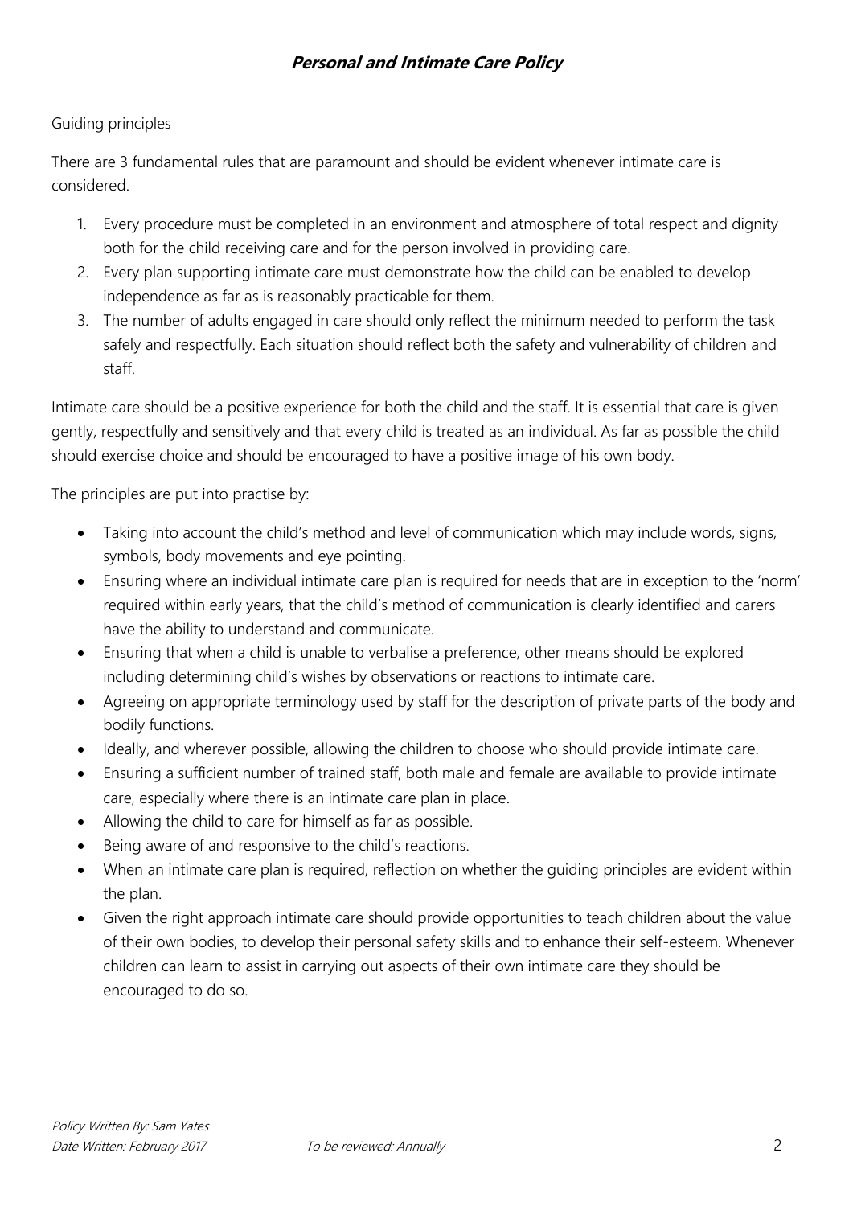## Personal and Intimate Care Policy

Guiding principles

There are 3 fundamental rules that are paramount and should be evident whenever intimate care is considered.

1. Every procedure must be completed in an environment and atmosphere of total respect and dignity both for the child receiving care and for the person involved in providing care.
2. Every plan supporting intimate care must demonstrate how the child can be enabled to develop independence as far as is reasonably practicable for them.
3. The number of adults engaged in care should only reflect the minimum needed to perform the task safely and respectfully. Each situation should reflect both the safety and vulnerability of children and staff.

Intimate care should be a positive experience for both the child and the staff. It is essential that care is given gently, respectfully and sensitively and that every child is treated as an individual. As far as possible the child should exercise choice and should be encouraged to have a positive image of his own body.

The principles are put into practise by:

- Taking into account the child's method and level of communication which may include words, signs, symbols, body movements and eye pointing.
- Ensuring where an individual intimate care plan is required for needs that are in exception to the 'norm' required within early years, that the child's method of communication is clearly identified and carers have the ability to understand and communicate.
- Ensuring that when a child is unable to verbalise a preference, other means should be explored including determining child's wishes by observations or reactions to intimate care.
- Agreeing on appropriate terminology used by staff for the description of private parts of the body and bodily functions.
- Ideally, and wherever possible, allowing the children to choose who should provide intimate care.
- Ensuring a sufficient number of trained staff, both male and female are available to provide intimate care, especially where there is an intimate care plan in place.
- Allowing the child to care for himself as far as possible.
- Being aware of and responsive to the child's reactions.
- When an intimate care plan is required, reflection on whether the guiding principles are evident within the plan.
- Given the right approach intimate care should provide opportunities to teach children about the value of their own bodies, to develop their personal safety skills and to enhance their self-esteem. Whenever children can learn to assist in carrying out aspects of their own intimate care they should be encouraged to do so.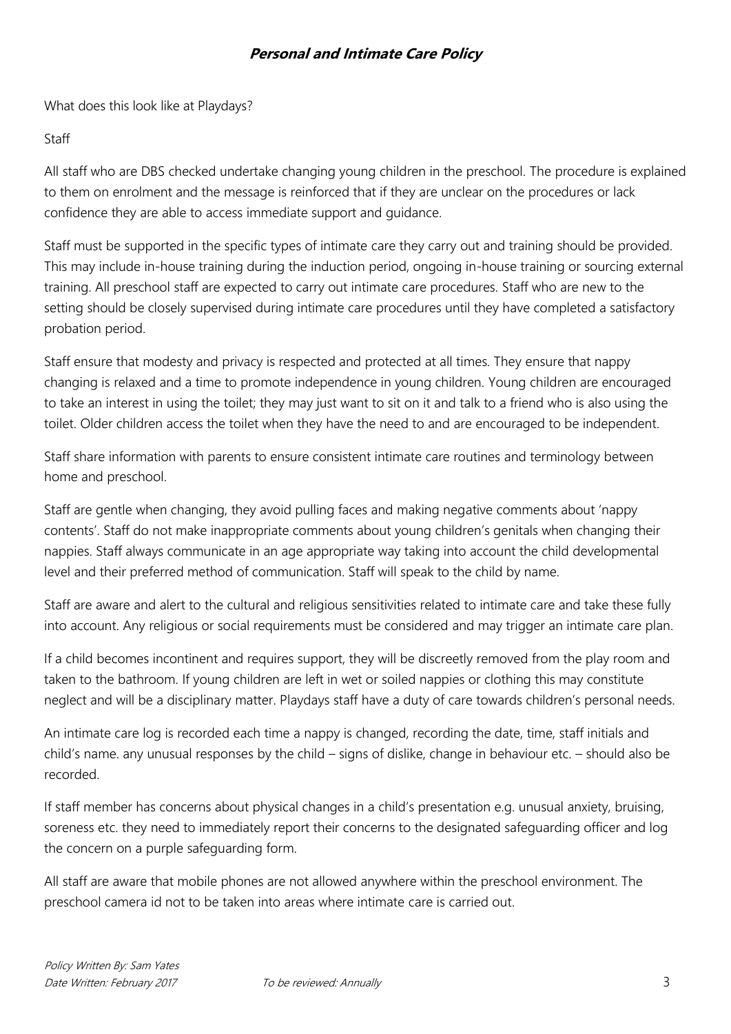What does this look like at Playdays?

Staff

All staff who are DBS checked undertake changing young children in the preschool. The procedure is explained to them on enrolment and the message is reinforced that if they are unclear on the procedures or lack confidence they are able to access immediate support and guidance.

Staff must be supported in the specific types of intimate care they carry out and training should be provided. This may include in-house training during the induction period, ongoing in-house training or sourcing external training. All preschool staff are expected to carry out intimate care procedures. Staff who are new to the setting should be closely supervised during intimate care procedures until they have completed a satisfactory probation period.

Staff ensure that modesty and privacy is respected and protected at all times. They ensure that nappy changing is relaxed and a time to promote independence in young children. Young children are encouraged to take an interest in using the toilet; they may just want to sit on it and talk to a friend who is also using the toilet. Older children access the toilet when they have the need to and are encouraged to be independent.

Staff share information with parents to ensure consistent intimate care routines and terminology between home and preschool.

Staff are gentle when changing, they avoid pulling faces and making negative comments about 'nappy contents'. Staff do not make inappropriate comments about young children's genitals when changing their nappies. Staff always communicate in an age appropriate way taking into account the child developmental level and their preferred method of communication. Staff will speak to the child by name.

Staff are aware and alert to the cultural and religious sensitivities related to intimate care and take these fully into account. Any religious or social requirements must be considered and may trigger an intimate care plan.

If a child becomes incontinent and requires support, they will be discreetly removed from the play room and taken to the bathroom. If young children are left in wet or soiled nappies or clothing this may constitute neglect and will be a disciplinary matter. Playdays staff have a duty of care towards children's personal needs.

An intimate care log is recorded each time a nappy is changed, recording the date, time, staff initials and child's name. any unusual responses by the child – signs of dislike, change in behaviour etc. – should also be recorded.

If staff member has concerns about physical changes in a child's presentation e.g. unusual anxiety, bruising, soreness etc. they need to immediately report their concerns to the designated safeguarding officer and log the concern on a purple safeguarding form.

All staff are aware that mobile phones are not allowed anywhere within the preschool environment. The preschool camera id not to be taken into areas where intimate care is carried out.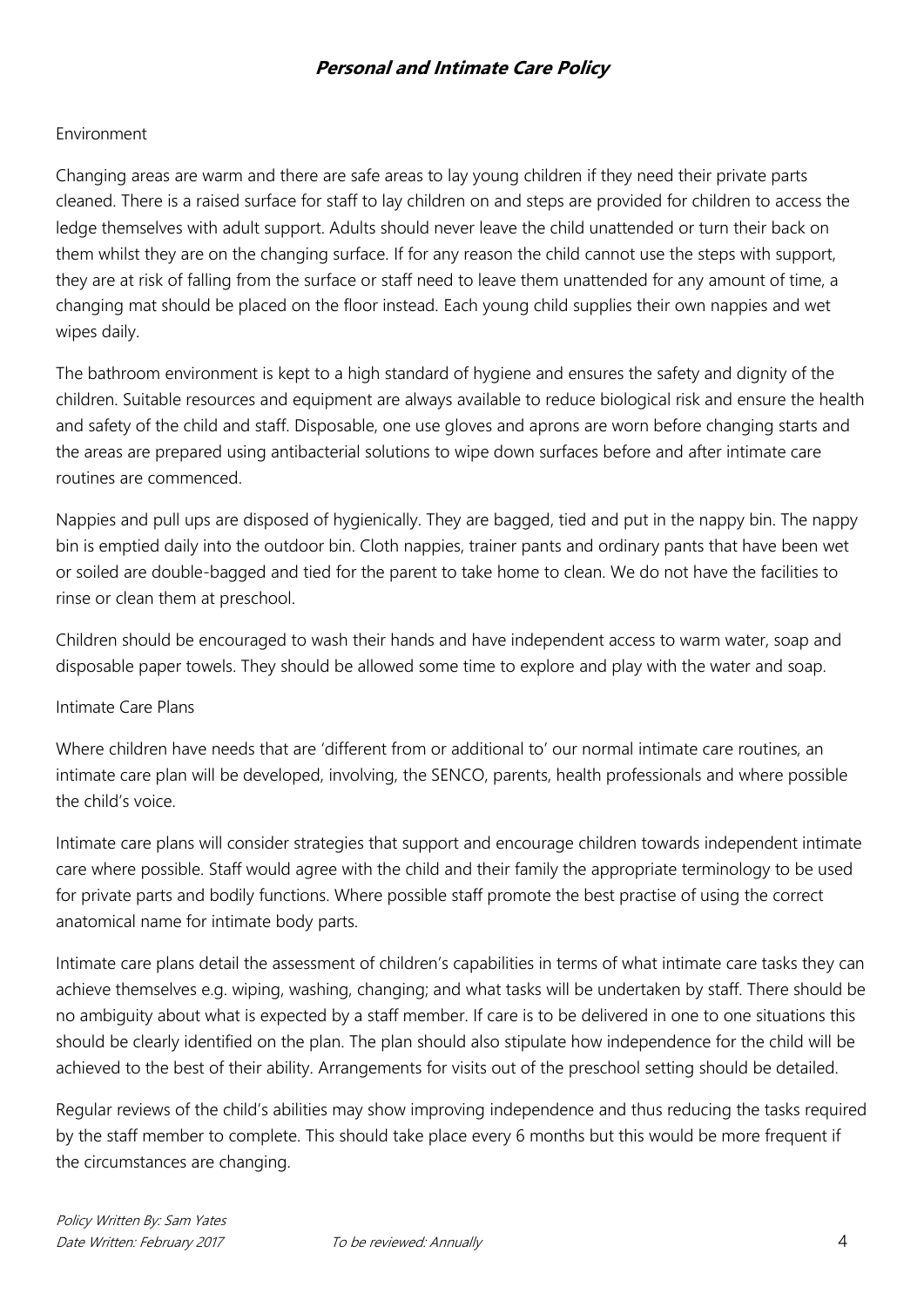Environment

Changing areas are warm and there are safe areas to lay young children if they need their private parts cleaned. There is a raised surface for staff to lay children on and steps are provided for children to access the ledge themselves with adult support. Adults should never leave the child unattended or turn their back on them whilst they are on the changing surface. If for any reason the child cannot use the steps with support, they are at risk of falling from the surface or staff need to leave them unattended for any amount of time, a changing mat should be placed on the floor instead. Each young child supplies their own nappies and wet wipes daily.

The bathroom environment is kept to a high standard of hygiene and ensures the safety and dignity of the children. Suitable resources and equipment are always available to reduce biological risk and ensure the health and safety of the child and staff. Disposable, one use gloves and aprons are worn before changing starts and the areas are prepared using antibacterial solutions to wipe down surfaces before and after intimate care routines are commenced.

Nappies and pull ups are disposed of hygienically. They are bagged, tied and put in the nappy bin. The nappy bin is emptied daily into the outdoor bin. Cloth nappies, trainer pants and ordinary pants that have been wet or soiled are double-bagged and tied for the parent to take home to clean. We do not have the facilities to rinse or clean them at preschool.

Children should be encouraged to wash their hands and have independent access to warm water, soap and disposable paper towels. They should be allowed some time to explore and play with the water and soap.

Intimate Care Plans

Where children have needs that are 'different from or additional to' our normal intimate care routines, an intimate care plan will be developed, involving, the SENCO, parents, health professionals and where possible the child's voice.

Intimate care plans will consider strategies that support and encourage children towards independent intimate care where possible. Staff would agree with the child and their family the appropriate terminology to be used for private parts and bodily functions. Where possible staff promote the best practise of using the correct anatomical name for intimate body parts.

Intimate care plans detail the assessment of children's capabilities in terms of what intimate care tasks they can achieve themselves e.g. wiping, washing, changing; and what tasks will be undertaken by staff. There should be no ambiguity about what is expected by a staff member. If care is to be delivered in one to one situations this should be clearly identified on the plan. The plan should also stipulate how independence for the child will be achieved to the best of their ability. Arrangements for visits out of the preschool setting should be detailed.

Regular reviews of the child's abilities may show improving independence and thus reducing the tasks required by the staff member to complete. This should take place every 6 months but this would be more frequent if the circumstances are changing.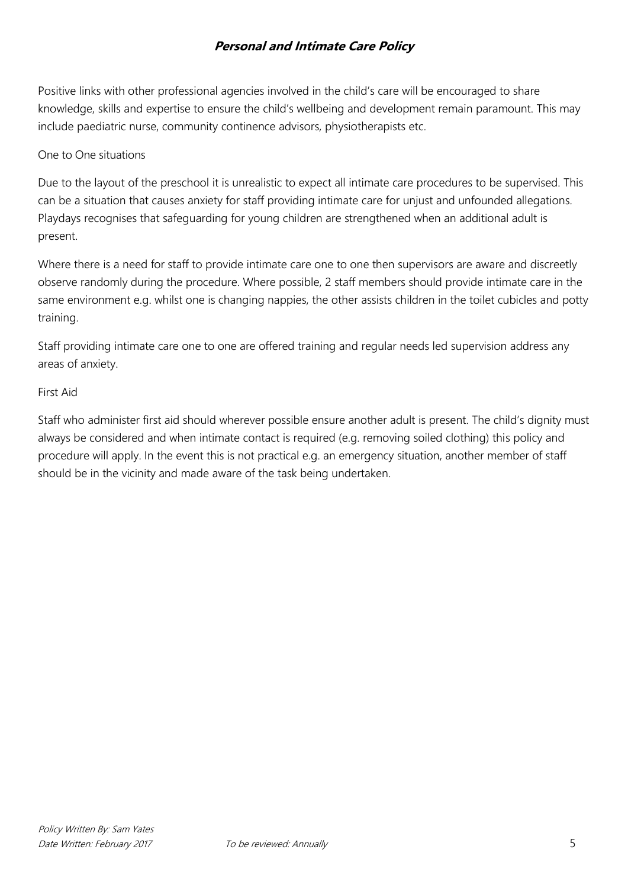Positive links with other professional agencies involved in the child's care will be encouraged to share knowledge, skills and expertise to ensure the child's wellbeing and development remain paramount. This may include paediatric nurse, community continence advisors, physiotherapists etc.

One to One situations

Due to the layout of the preschool it is unrealistic to expect all intimate care procedures to be supervised. This can be a situation that causes anxiety for staff providing intimate care for unjust and unfounded allegations. Playdays recognises that safeguarding for young children are strengthened when an additional adult is present.

Where there is a need for staff to provide intimate care one to one then supervisors are aware and discreetly observe randomly during the procedure. Where possible, 2 staff members should provide intimate care in the same environment e.g. whilst one is changing nappies, the other assists children in the toilet cubicles and potty training.

Staff providing intimate care one to one are offered training and regular needs led supervision address any areas of anxiety.

First Aid

Staff who administer first aid should wherever possible ensure another adult is present. The child's dignity must always be considered and when intimate contact is required (e.g. removing soiled clothing) this policy and procedure will apply. In the event this is not practical e.g. an emergency situation, another member of staff should be in the vicinity and made aware of the task being undertaken.